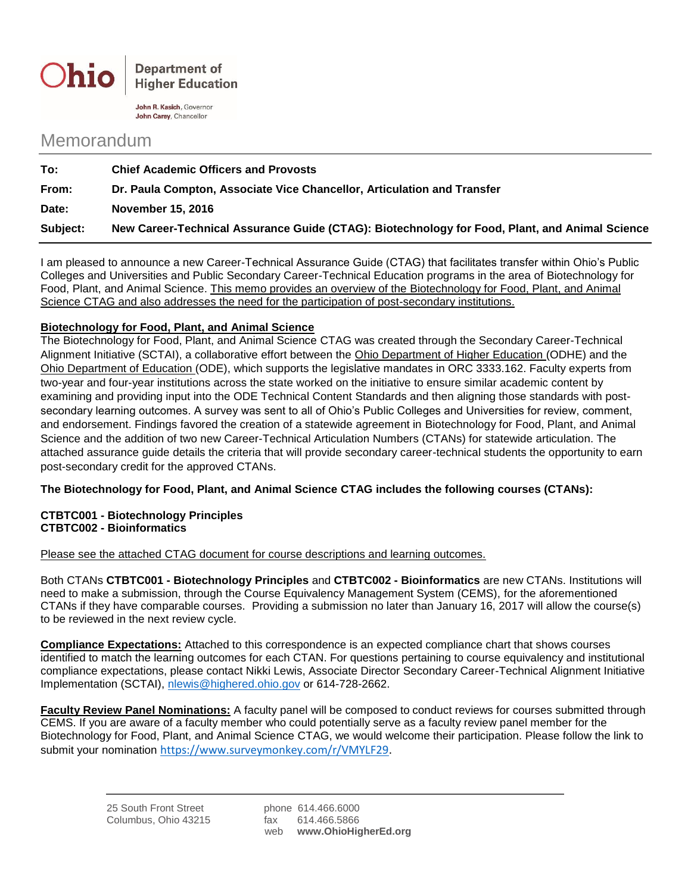Ohio | Department of Higher Education

John R. Kasich, Governor
John Carey, Chancellor

# Memorandum

| | |
|---|---|
| **To:** | **Chief Academic Officers and Provosts** |
| **From:** | **Dr. Paula Compton, Associate Vice Chancellor, Articulation and Transfer** |
| **Date:** | **November 15, 2016** |
| **Subject:** | **New Career-Technical Assurance Guide (CTAG): Biotechnology for Food, Plant, and Animal Science** |

I am pleased to announce a new Career-Technical Assurance Guide (CTAG) that facilitates transfer within Ohio's Public Colleges and Universities and Public Secondary Career-Technical Education programs in the area of Biotechnology for Food, Plant, and Animal Science. This memo provides an overview of the Biotechnology for Food, Plant, and Animal Science CTAG and also addresses the need for the participation of post-secondary institutions.

**Biotechnology for Food, Plant, and Animal Science**

The Biotechnology for Food, Plant, and Animal Science CTAG was created through the Secondary Career-Technical Alignment Initiative (SCTAI), a collaborative effort between the Ohio Department of Higher Education (ODHE) and the Ohio Department of Education (ODE), which supports the legislative mandates in ORC 3333.162. Faculty experts from two-year and four-year institutions across the state worked on the initiative to ensure similar academic content by examining and providing input into the ODE Technical Content Standards and then aligning those standards with post-secondary learning outcomes. A survey was sent to all of Ohio's Public Colleges and Universities for review, comment, and endorsement. Findings favored the creation of a statewide agreement in Biotechnology for Food, Plant, and Animal Science and the addition of two new Career-Technical Articulation Numbers (CTANs) for statewide articulation. The attached assurance guide details the criteria that will provide secondary career-technical students the opportunity to earn post-secondary credit for the approved CTANs.

**The Biotechnology for Food, Plant, and Animal Science CTAG includes the following courses (CTANs):**

**CTBTC001 - Biotechnology Principles**
**CTBTC002 - Bioinformatics**

Please see the attached CTAG document for course descriptions and learning outcomes.

Both CTANs **CTBTC001 - Biotechnology Principles** and **CTBTC002 - Bioinformatics** are new CTANs. Institutions will need to make a submission, through the Course Equivalency Management System (CEMS), for the aforementioned CTANs if they have comparable courses. Providing a submission no later than January 16, 2017 will allow the course(s) to be reviewed in the next review cycle.

**Compliance Expectations:** Attached to this correspondence is an expected compliance chart that shows courses identified to match the learning outcomes for each CTAN. For questions pertaining to course equivalency and institutional compliance expectations, please contact Nikki Lewis, Associate Director Secondary Career-Technical Alignment Initiative Implementation (SCTAI), nlewis@highered.ohio.gov or 614-728-2662.

**Faculty Review Panel Nominations:** A faculty panel will be composed to conduct reviews for courses submitted through CEMS. If you are aware of a faculty member who could potentially serve as a faculty review panel member for the Biotechnology for Food, Plant, and Animal Science CTAG, we would welcome their participation. Please follow the link to submit your nomination https://www.surveymonkey.com/r/VMYLF29.

25 South Front Street
Columbus, Ohio 43215

phone 614.466.6000
fax 614.466.5866
web **www.OhioHigherEd.org**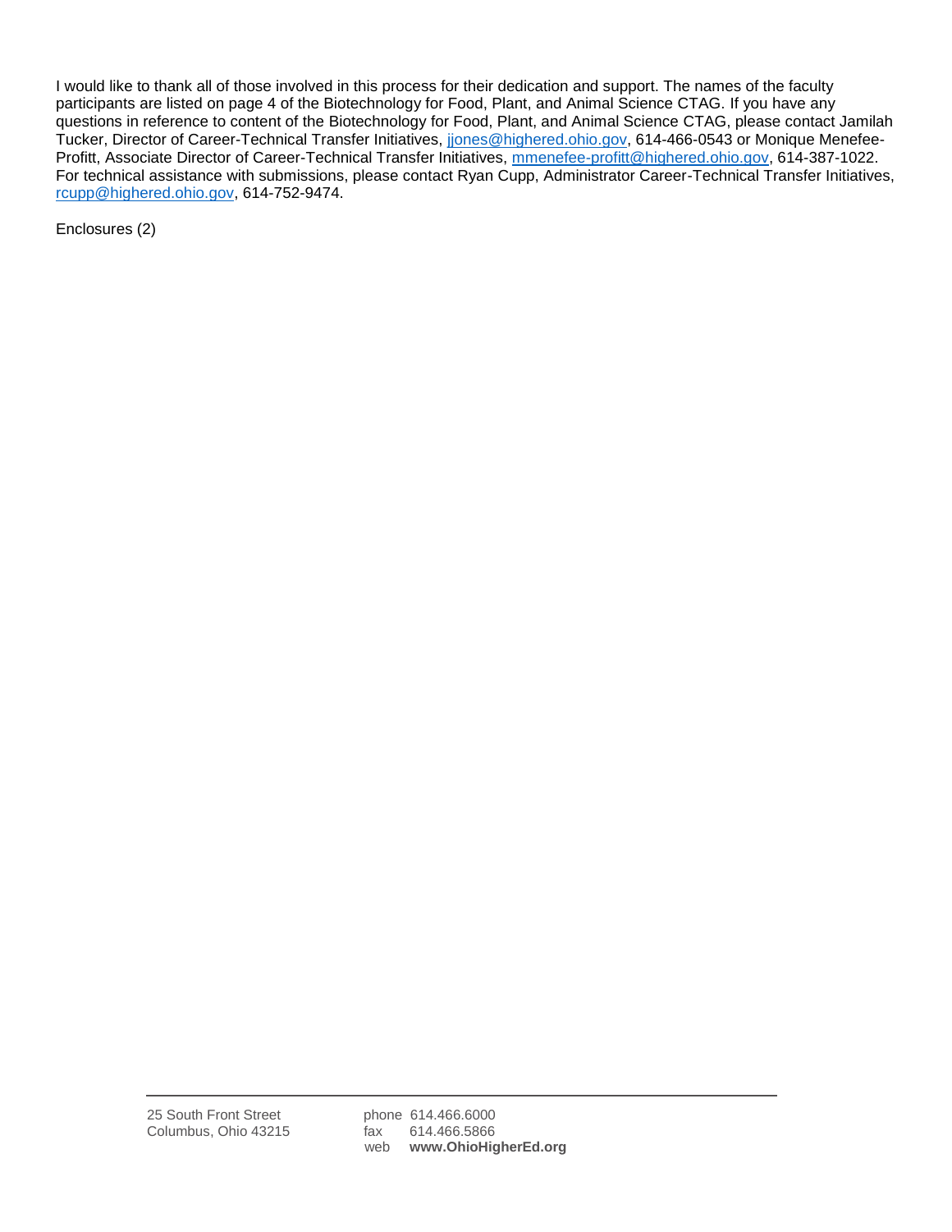I would like to thank all of those involved in this process for their dedication and support. The names of the faculty participants are listed on page 4 of the Biotechnology for Food, Plant, and Animal Science CTAG. If you have any questions in reference to content of the Biotechnology for Food, Plant, and Animal Science CTAG, please contact Jamilah Tucker, Director of Career-Technical Transfer Initiatives, jjones@highered.ohio.gov, 614-466-0543 or Monique Menefee-Profitt, Associate Director of Career-Technical Transfer Initiatives, mmenefee-profitt@highered.ohio.gov, 614-387-1022. For technical assistance with submissions, please contact Ryan Cupp, Administrator Career-Technical Transfer Initiatives, rcupp@highered.ohio.gov, 614-752-9474.

Enclosures (2)

25 South Front Street
Columbus, Ohio 43215

phone 614.466.6000
fax 614.466.5866
web **www.OhioHigherEd.org**